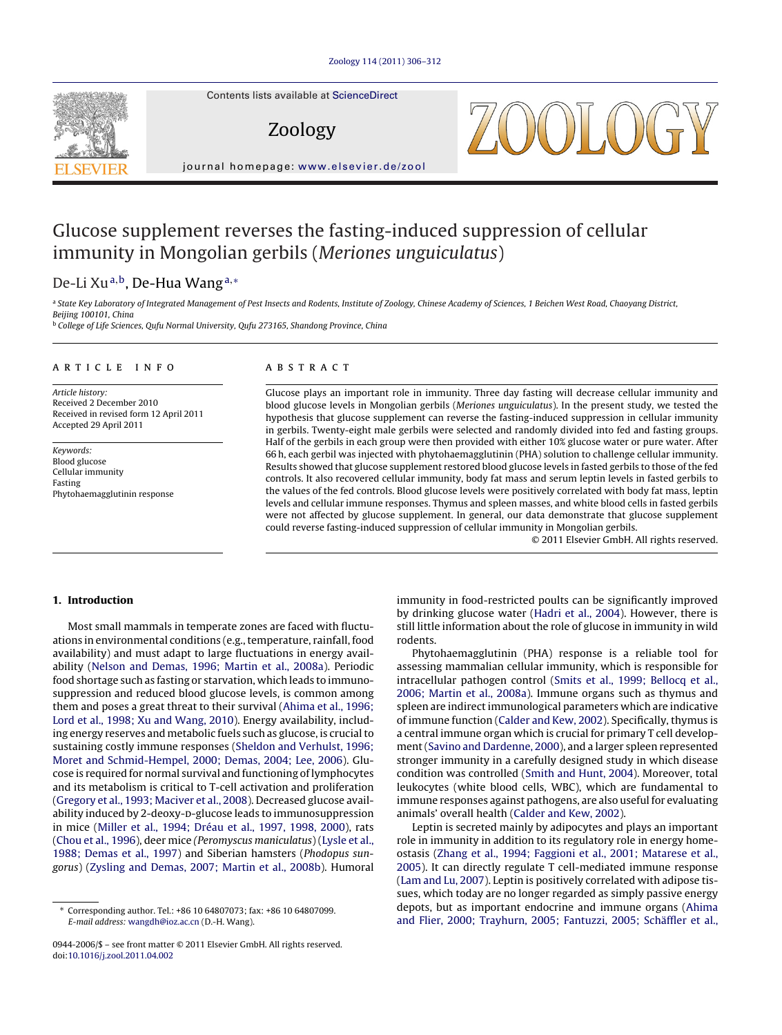# Glucose supplement reverses the fasting-induced suppression of cellular immunity in Mongolian gerbils (*Meriones unguiculatus*)

De-Li Xu[a,b], De-Hua Wang[a,*]

[a] State Key Laboratory of Integrated Management of Pest Insects and Rodents, Institute of Zoology, Chinese Academy of Sciences, 1 Beichen West Road, Chaoyang District, Beijing 100101, China

[b] College of Life Sciences, Qufu Normal University, Qufu 273165, Shandong Province, China

## ARTICLE INFO

*Article history:*
Received 2 December 2010
Received in revised form 12 April 2011
Accepted 29 April 2011

*Keywords:*
Blood glucose
Cellular immunity
Fasting
Phytohaemagglutinin response

## ABSTRACT

Glucose plays an important role in immunity. Three day fasting will decrease cellular immunity and blood glucose levels in Mongolian gerbils (*Meriones unguiculatus*). In the present study, we tested the hypothesis that glucose supplement can reverse the fasting-induced suppression in cellular immunity in gerbils. Twenty-eight male gerbils were selected and randomly divided into fed and fasting groups. Half of the gerbils in each group were then provided with either 10% glucose water or pure water. After 66 h, each gerbil was injected with phytohaemagglutinin (PHA) solution to challenge cellular immunity. Results showed that glucose supplement restored blood glucose levels in fasted gerbils to those of the fed controls. It also recovered cellular immunity, body fat mass and serum leptin levels in fasted gerbils to the values of the fed controls. Blood glucose levels were positively correlated with body fat mass, leptin levels and cellular immune responses. Thymus and spleen masses, and white blood cells in fasted gerbils were not affected by glucose supplement. In general, our data demonstrate that glucose supplement could reverse fasting-induced suppression of cellular immunity in Mongolian gerbils.

© 2011 Elsevier GmbH. All rights reserved.

## 1. Introduction

Most small mammals in temperate zones are faced with fluctuations in environmental conditions (e.g., temperature, rainfall, food availability) and must adapt to large fluctuations in energy availability (Nelson and Demas, 1996; Martin et al., 2008a). Periodic food shortage such as fasting or starvation, which leads to immunosuppression and reduced blood glucose levels, is common among them and poses a great threat to their survival (Ahima et al., 1996; Lord et al., 1998; Xu and Wang, 2010). Energy availability, including energy reserves and metabolic fuels such as glucose, is crucial to sustaining costly immune responses (Sheldon and Verhulst, 1996; Moret and Schmid-Hempel, 2000; Demas, 2004; Lee, 2006). Glucose is required for normal survival and functioning of lymphocytes and its metabolism is critical to T-cell activation and proliferation (Gregory et al., 1993; Maciver et al., 2008). Decreased glucose availability induced by 2-deoxy-D-glucose leads to immunosuppression in mice (Miller et al., 1994; Dréau et al., 1997, 1998, 2000), rats (Chou et al., 1996), deer mice (*Peromyscus maniculatus*) (Lysle et al., 1988; Demas et al., 1997) and Siberian hamsters (*Phodopus sungorus*) (Zysling and Demas, 2007; Martin et al., 2008b). Humoral immunity in food-restricted poults can be significantly improved by drinking glucose water (Hadri et al., 2004). However, there is still little information about the role of glucose in immunity in wild rodents.

Phytohaemagglutinin (PHA) response is a reliable tool for assessing mammalian cellular immunity, which is responsible for intracellular pathogen control (Smits et al., 1999; Bellocq et al., 2006; Martin et al., 2008a). Immune organs such as thymus and spleen are indirect immunological parameters which are indicative of immune function (Calder and Kew, 2002). Specifically, thymus is a central immune organ which is crucial for primary T cell development (Savino and Dardenne, 2000), and a larger spleen represented stronger immunity in a carefully designed study in which disease condition was controlled (Smith and Hunt, 2004). Moreover, total leukocytes (white blood cells, WBC), which are fundamental to immune responses against pathogens, are also useful for evaluating animals' overall health (Calder and Kew, 2002).

Leptin is secreted mainly by adipocytes and plays an important role in immunity in addition to its regulatory role in energy homeostasis (Zhang et al., 1994; Faggioni et al., 2001; Matarese et al., 2005). It can directly regulate T cell-mediated immune response (Lam and Lu, 2007). Leptin is positively correlated with adipose tissues, which today are no longer regarded as simply passive energy depots, but as important endocrine and immune organs (Ahima and Flier, 2000; Trayhurn, 2005; Fantuzzi, 2005; Schäffler et al.,

---

* Corresponding author. Tel.: +86 10 64807073; fax: +86 10 64807099.
*E-mail address:* wangdh@ioz.ac.cn (D.-H. Wang).

0944-2006/$ – see front matter © 2011 Elsevier GmbH. All rights reserved.
doi:10.1016/j.zool.2011.04.002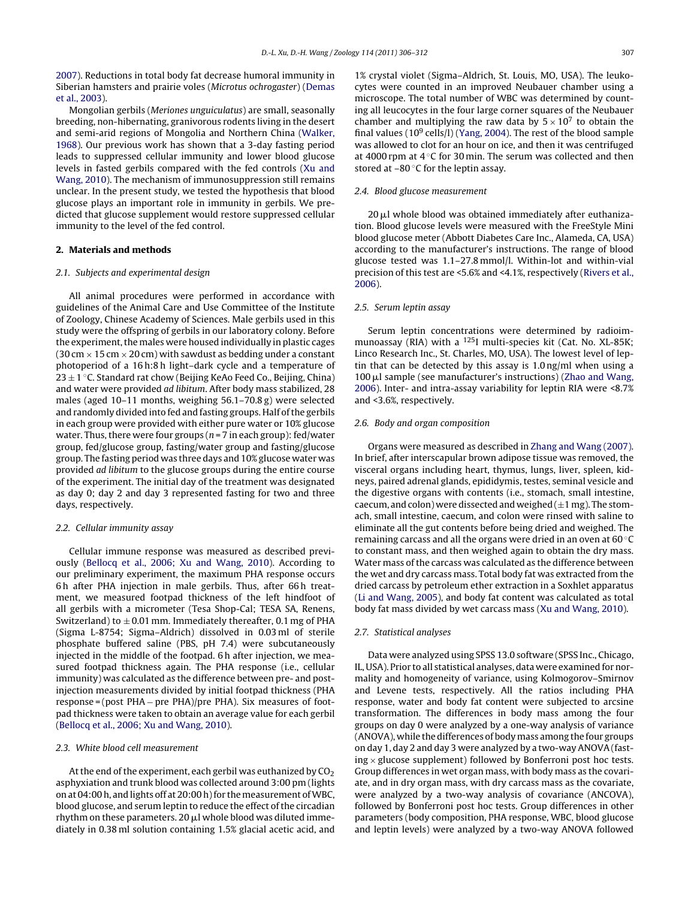2007). Reductions in total body fat decrease humoral immunity in Siberian hamsters and prairie voles (*Microtus ochrogaster*) (Demas et al., 2003).

Mongolian gerbils (*Meriones unguiculatus*) are small, seasonally breeding, non-hibernating, granivorous rodents living in the desert and semi-arid regions of Mongolia and Northern China (Walker, 1968). Our previous work has shown that a 3-day fasting period leads to suppressed cellular immunity and lower blood glucose levels in fasted gerbils compared with the fed controls (Xu and Wang, 2010). The mechanism of immunosuppression still remains unclear. In the present study, we tested the hypothesis that blood glucose plays an important role in immunity in gerbils. We predicted that glucose supplement would restore suppressed cellular immunity to the level of the fed control.

## 2. Materials and methods

### 2.1. Subjects and experimental design

All animal procedures were performed in accordance with guidelines of the Animal Care and Use Committee of the Institute of Zoology, Chinese Academy of Sciences. Male gerbils used in this study were the offspring of gerbils in our laboratory colony. Before the experiment, the males were housed individually in plastic cages (30 cm × 15 cm × 20 cm) with sawdust as bedding under a constant photoperiod of a 16 h:8 h light–dark cycle and a temperature of 23 ± 1 °C. Standard rat chow (Beijing KeAo Feed Co., Beijing, China) and water were provided *ad libitum*. After body mass stabilized, 28 males (aged 10–11 months, weighing 56.1–70.8 g) were selected and randomly divided into fed and fasting groups. Half of the gerbils in each group were provided with either pure water or 10% glucose water. Thus, there were four groups ($n = 7$ in each group): fed/water group, fed/glucose group, fasting/water group and fasting/glucose group. The fasting period was three days and 10% glucose water was provided *ad libitum* to the glucose groups during the entire course of the experiment. The initial day of the treatment was designated as day 0; day 2 and day 3 represented fasting for two and three days, respectively.

### 2.2. Cellular immunity assay

Cellular immune response was measured as described previously (Bellocq et al., 2006; Xu and Wang, 2010). According to our preliminary experiment, the maximum PHA response occurs 6 h after PHA injection in male gerbils. Thus, after 66 h treatment, we measured footpad thickness of the left hindfoot of all gerbils with a micrometer (Tesa Shop-Cal; TESA SA, Renens, Switzerland) to ± 0.01 mm. Immediately thereafter, 0.1 mg of PHA (Sigma L-8754; Sigma–Aldrich) dissolved in 0.03 ml of sterile phosphate buffered saline (PBS, pH 7.4) were subcutaneously injected in the middle of the footpad. 6 h after injection, we measured footpad thickness again. The PHA response (i.e., cellular immunity) was calculated as the difference between pre- and post-injection measurements divided by initial footpad thickness (PHA response = (post PHA − pre PHA)/pre PHA). Six measures of footpad thickness were taken to obtain an average value for each gerbil (Bellocq et al., 2006; Xu and Wang, 2010).

### 2.3. White blood cell measurement

At the end of the experiment, each gerbil was euthanized by $CO_2$ asphyxiation and trunk blood was collected around 3:00 pm (lights on at 04:00 h, and lights off at 20:00 h) for the measurement of WBC, blood glucose, and serum leptin to reduce the effect of the circadian rhythm on these parameters. 20 μl whole blood was diluted immediately in 0.38 ml solution containing 1.5% glacial acetic acid, and 1% crystal violet (Sigma–Aldrich, St. Louis, MO, USA). The leukocytes were counted in an improved Neubauer chamber using a microscope. The total number of WBC was determined by counting all leucocytes in the four large corner squares of the Neubauer chamber and multiplying the raw data by $5 \times 10^7$ to obtain the final values ($10^9$ cells/l) (Yang, 2004). The rest of the blood sample was allowed to clot for an hour on ice, and then it was centrifuged at 4000 rpm at 4 °C for 30 min. The serum was collected and then stored at −80 °C for the leptin assay.

### 2.4. Blood glucose measurement

20 μl whole blood was obtained immediately after euthanization. Blood glucose levels were measured with the FreeStyle Mini blood glucose meter (Abbott Diabetes Care Inc., Alameda, CA, USA) according to the manufacturer's instructions. The range of blood glucose tested was 1.1–27.8 mmol/l. Within-lot and within-vial precision of this test are <5.6% and <4.1%, respectively (Rivers et al., 2006).

### 2.5. Serum leptin assay

Serum leptin concentrations were determined by radioimmunoassay (RIA) with a $^{125}$I multi-species kit (Cat. No. XL-85K; Linco Research Inc., St. Charles, MO, USA). The lowest level of leptin that can be detected by this assay is 1.0 ng/ml when using a 100 μl sample (see manufacturer's instructions) (Zhao and Wang, 2006). Inter- and intra-assay variability for leptin RIA were <8.7% and <3.6%, respectively.

### 2.6. Body and organ composition

Organs were measured as described in Zhang and Wang (2007). In brief, after interscapular brown adipose tissue was removed, the visceral organs including heart, thymus, lungs, liver, spleen, kidneys, paired adrenal glands, epididymis, testes, seminal vesicle and the digestive organs with contents (i.e., stomach, small intestine, caecum, and colon) were dissected and weighed (±1 mg). The stomach, small intestine, caecum, and colon were rinsed with saline to eliminate all the gut contents before being dried and weighed. The remaining carcass and all the organs were dried in an oven at 60 °C to constant mass, and then weighed again to obtain the dry mass. Water mass of the carcass was calculated as the difference between the wet and dry carcass mass. Total body fat was extracted from the dried carcass by petroleum ether extraction in a Soxhlet apparatus (Li and Wang, 2005), and body fat content was calculated as total body fat mass divided by wet carcass mass (Xu and Wang, 2010).

### 2.7. Statistical analyses

Data were analyzed using SPSS 13.0 software (SPSS Inc., Chicago, IL, USA). Prior to all statistical analyses, data were examined for normality and homogeneity of variance, using Kolmogorov–Smirnov and Levene tests, respectively. All the ratios including PHA response, water and body fat content were subjected to arcsine transformation. The differences in body mass among the four groups on day 0 were analyzed by a one-way analysis of variance (ANOVA), while the differences of body mass among the four groups on day 1, day 2 and day 3 were analyzed by a two-way ANOVA (fasting × glucose supplement) followed by Bonferroni post hoc tests. Group differences in wet organ mass, with body mass as the covariate, and in dry organ mass, with dry carcass mass as the covariate, were analyzed by a two-way analysis of covariance (ANCOVA), followed by Bonferroni post hoc tests. Group differences in other parameters (body composition, PHA response, WBC, blood glucose and leptin levels) were analyzed by a two-way ANOVA followed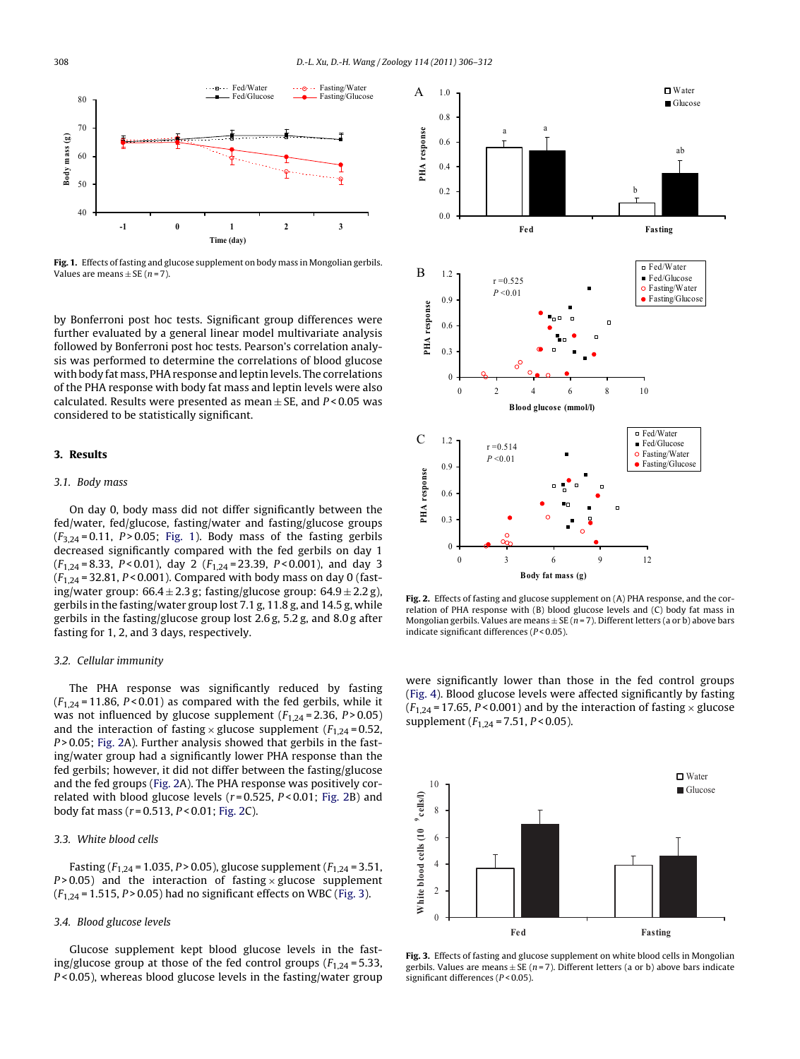Fig. 1. Effects of fasting and glucose supplement on body mass in Mongolian gerbils. Values are means ± SE ($n = 7$).

by Bonferroni post hoc tests. Significant group differences were further evaluated by a general linear model multivariate analysis followed by Bonferroni post hoc tests. Pearson's correlation analysis was performed to determine the correlations of blood glucose with body fat mass, PHA response and leptin levels. The correlations of the PHA response with body fat mass and leptin levels were also calculated. Results were presented as mean ± SE, and $P < 0.05$ was considered to be statistically significant.

## 3. Results

### 3.1. Body mass

On day 0, body mass did not differ significantly between the fed/water, fed/glucose, fasting/water and fasting/glucose groups ($F_{3,24} = 0.11$, $P > 0.05$; Fig. 1). Body mass of the fasting gerbils decreased significantly compared with the fed gerbils on day 1 ($F_{1,24} = 8.33$, $P < 0.01$), day 2 ($F_{1,24} = 23.39$, $P < 0.001$), and day 3 ($F_{1,24} = 32.81$, $P < 0.001$). Compared with body mass on day 0 (fasting/water group: 66.4 ± 2.3 g; fasting/glucose group: 64.9 ± 2.2 g), gerbils in the fasting/water group lost 7.1 g, 11.8 g, and 14.5 g, while gerbils in the fasting/glucose group lost 2.6 g, 5.2 g, and 8.0 g after fasting for 1, 2, and 3 days, respectively.

### 3.2. Cellular immunity

The PHA response was significantly reduced by fasting ($F_{1,24} = 11.86$, $P < 0.01$) as compared with the fed gerbils, while it was not influenced by glucose supplement ($F_{1,24} = 2.36$, $P > 0.05$) and the interaction of fasting × glucose supplement ($F_{1,24} = 0.52$, $P > 0.05$; Fig. 2A). Further analysis showed that gerbils in the fasting/water group had a significantly lower PHA response than the fed gerbils; however, it did not differ between the fasting/glucose and the fed groups (Fig. 2A). The PHA response was positively correlated with blood glucose levels ($r = 0.525$, $P < 0.01$; Fig. 2B) and body fat mass ($r = 0.513$, $P < 0.01$; Fig. 2C).

### 3.3. White blood cells

Fasting ($F_{1,24} = 1.035$, $P > 0.05$), glucose supplement ($F_{1,24} = 3.51$, $P > 0.05$) and the interaction of fasting × glucose supplement ($F_{1,24} = 1.515$, $P > 0.05$) had no significant effects on WBC (Fig. 3).

### 3.4. Blood glucose levels

Glucose supplement kept blood glucose levels in the fasting/glucose group at those of the fed control groups ($F_{1,24} = 5.33$, $P < 0.05$), whereas blood glucose levels in the fasting/water group were significantly lower than those in the fed control groups (Fig. 4). Blood glucose levels were affected significantly by fasting ($F_{1,24} = 17.65$, $P < 0.001$) and by the interaction of fasting × glucose supplement ($F_{1,24} = 7.51$, $P < 0.05$).

Fig. 2. Effects of fasting and glucose supplement on (A) PHA response, and the correlation of PHA response with (B) blood glucose levels and (C) body fat mass in Mongolian gerbils. Values are means ± SE ($n = 7$). Different letters (a or b) above bars indicate significant differences ($P < 0.05$).

Fig. 3. Effects of fasting and glucose supplement on white blood cells in Mongolian gerbils. Values are means ± SE ($n = 7$). Different letters (a or b) above bars indicate significant differences ($P < 0.05$).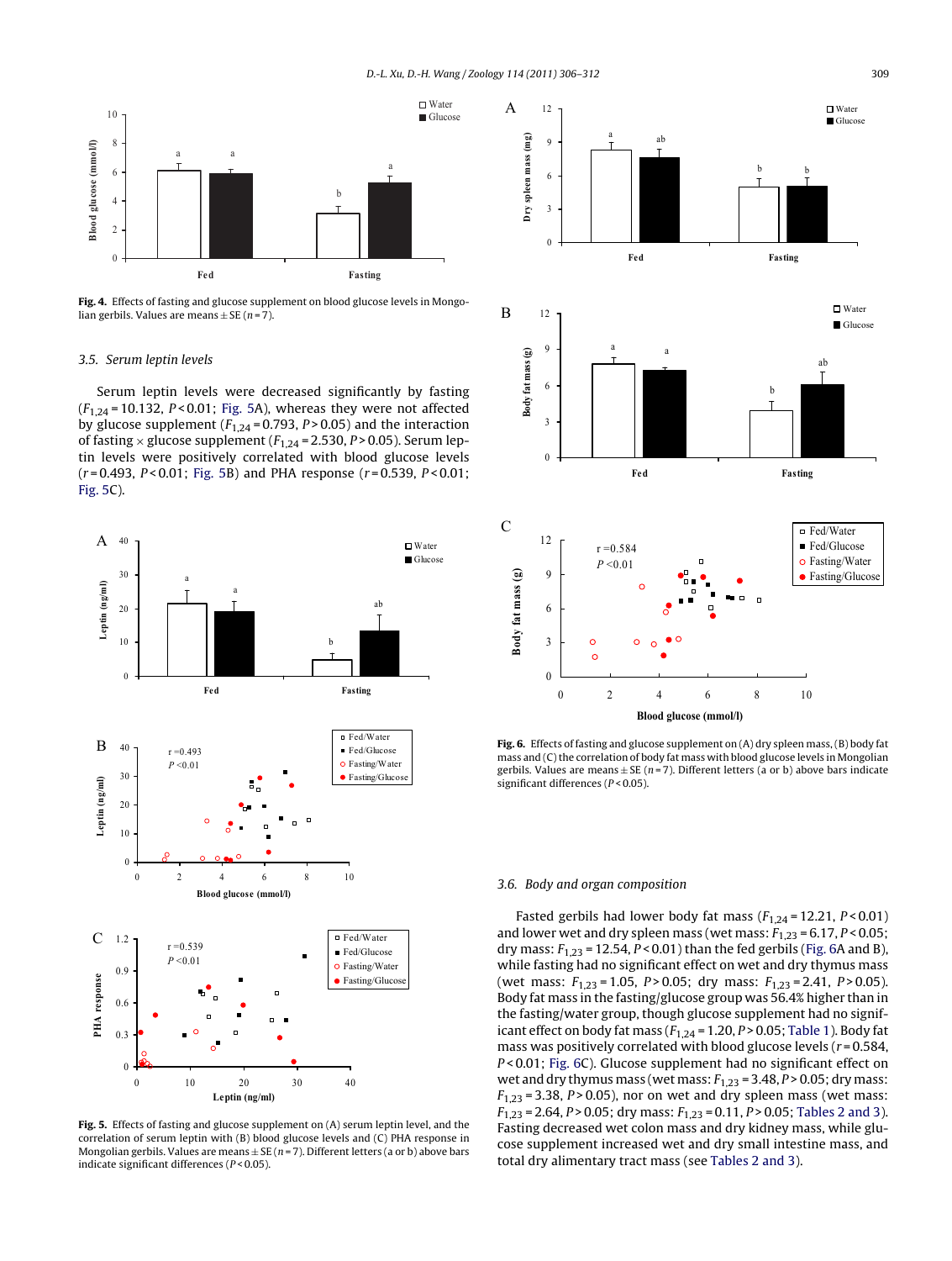**Fig. 4.** Effects of fasting and glucose supplement on blood glucose levels in Mongolian gerbils. Values are means ± SE ($n = 7$).

### 3.5. Serum leptin levels

Serum leptin levels were decreased significantly by fasting ($F_{1,24} = 10.132$, $P < 0.01$; Fig. 5A), whereas they were not affected by glucose supplement ($F_{1,24} = 0.793$, $P > 0.05$) and the interaction of fasting × glucose supplement ($F_{1,24} = 2.530$, $P > 0.05$). Serum leptin levels were positively correlated with blood glucose levels ($r = 0.493$, $P < 0.01$; Fig. 5B) and PHA response ($r = 0.539$, $P < 0.01$; Fig. 5C).

**Fig. 5.** Effects of fasting and glucose supplement on (A) serum leptin level, and the correlation of serum leptin with (B) blood glucose levels and (C) PHA response in Mongolian gerbils. Values are means ± SE ($n = 7$). Different letters (a or b) above bars indicate significant differences ($P < 0.05$).

**Fig. 6.** Effects of fasting and glucose supplement on (A) dry spleen mass, (B) body fat mass and (C) the correlation of body fat mass with blood glucose levels in Mongolian gerbils. Values are means ± SE ($n = 7$). Different letters (a or b) above bars indicate significant differences ($P < 0.05$).

### 3.6. Body and organ composition

Fasted gerbils had lower body fat mass ($F_{1,24} = 12.21$, $P < 0.01$) and lower wet and dry spleen mass (wet mass: $F_{1,23} = 6.17$, $P < 0.05$; dry mass: $F_{1,23} = 12.54$, $P < 0.01$) than the fed gerbils (Fig. 6A and B), while fasting had no significant effect on wet and dry thymus mass (wet mass: $F_{1,23} = 1.05$, $P > 0.05$; dry mass: $F_{1,23} = 2.41$, $P > 0.05$). Body fat mass in the fasting/glucose group was 56.4% higher than in the fasting/water group, though glucose supplement had no significant effect on body fat mass ($F_{1,24} = 1.20$, $P > 0.05$; Table 1). Body fat mass was positively correlated with blood glucose levels ($r = 0.584$, $P < 0.01$; Fig. 6C). Glucose supplement had no significant effect on wet and dry thymus mass (wet mass: $F_{1,23} = 3.48$, $P > 0.05$; dry mass: $F_{1,23} = 3.38$, $P > 0.05$), nor on wet and dry spleen mass (wet mass: $F_{1,23} = 2.64$, $P > 0.05$; dry mass: $F_{1,23} = 0.11$, $P > 0.05$; Tables 2 and 3). Fasting decreased wet colon mass and dry kidney mass, while glucose supplement increased wet and dry small intestine mass, and total dry alimentary tract mass (see Tables 2 and 3).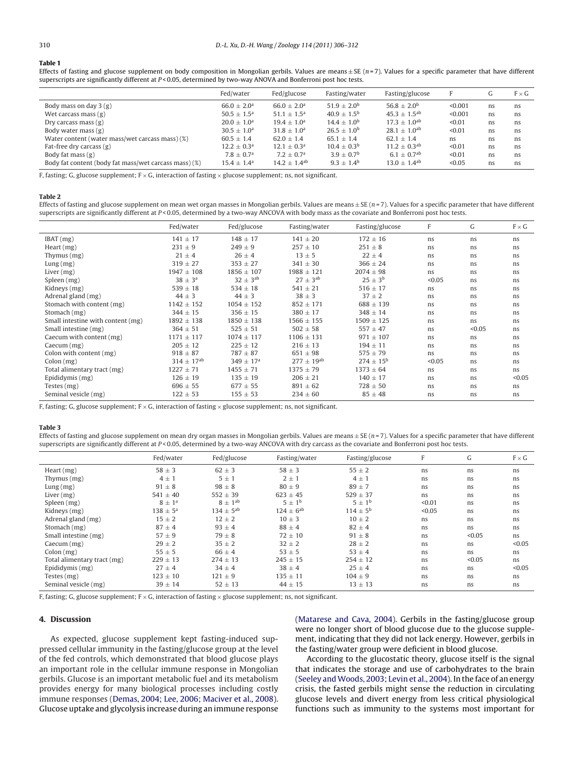**Table 1**

Effects of fasting and glucose supplement on body composition in Mongolian gerbils. Values are means ± SE ($n = 7$). Values for a specific parameter that have different superscripts are significantly different at $P < 0.05$, determined by two-way ANOVA and Bonferroni post hoc tests.

| | Fed/water | Fed/glucose | Fasting/water | Fasting/glucose | F | G | F × G |
|---|---|---|---|---|---|---|---|
| Body mass on day 3 (g) | 66.0 ± 2.0$^{a}$ | 66.0 ± 2.0$^{a}$ | 51.9 ± 2.0$^{b}$ | 56.8 ± 2.0$^{b}$ | <0.001 | ns | ns |
| Wet carcass mass (g) | 50.5 ± 1.5$^{a}$ | 51.1 ± 1.5$^{a}$ | 40.9 ± 1.5$^{b}$ | 45.3 ± 1.5$^{ab}$ | <0.001 | ns | ns |
| Dry carcass mass (g) | 20.0 ± 1.0$^{a}$ | 19.4 ± 1.0$^{a}$ | 14.4 ± 1.0$^{b}$ | 17.3 ± 1.0$^{ab}$ | <0.01 | ns | ns |
| Body water mass (g) | 30.5 ± 1.0$^{a}$ | 31.8 ± 1.0$^{a}$ | 26.5 ± 1.0$^{b}$ | 28.1 ± 1.0$^{ab}$ | <0.01 | ns | ns |
| Water content (water mass/wet carcass mass) (%) | 60.5 ± 1.4 | 62.0 ± 1.4 | 65.1 ± 1.4 | 62.1 ± 1.4 | ns | ns | ns |
| Fat-free dry carcass (g) | 12.2 ± 0.3$^{a}$ | 12.1 ± 0.3$^{a}$ | 10.4 ± 0.3$^{b}$ | 11.2 ± 0.3$^{ab}$ | <0.01 | ns | ns |
| Body fat mass (g) | 7.8 ± 0.7$^{a}$ | 7.2 ± 0.7$^{a}$ | 3.9 ± 0.7$^{b}$ | 6.1 ± 0.7$^{ab}$ | <0.01 | ns | ns |
| Body fat content (body fat mass/wet carcass mass) (%) | 15.4 ± 1.4$^{a}$ | 14.2 ± 1.4$^{ab}$ | 9.3 ± 1.4$^{b}$ | 13.0 ± 1.4$^{ab}$ | <0.05 | ns | ns |

F, fasting; G, glucose supplement; F × G, interaction of fasting × glucose supplement; ns, not significant.

**Table 2**

Effects of fasting and glucose supplement on mean wet organ masses in Mongolian gerbils. Values are means ± SE ($n = 7$). Values for a specific parameter that have different superscripts are significantly different at $P < 0.05$, determined by a two-way ANCOVA with body mass as the covariate and Bonferroni post hoc tests.

| | Fed/water | Fed/glucose | Fasting/water | Fasting/glucose | F | G | F × G |
|---|---|---|---|---|---|---|---|
| IBAT (mg) | 141 ± 17 | 148 ± 17 | 141 ± 20 | 172 ± 16 | ns | ns | ns |
| Heart (mg) | 231 ± 9 | 249 ± 9 | 257 ± 10 | 251 ± 8 | ns | ns | ns |
| Thymus (mg) | 21 ± 4 | 26 ± 4 | 13 ± 5 | 22 ± 4 | ns | ns | ns |
| Lung (mg) | 319 ± 27 | 353 ± 27 | 341 ± 30 | 366 ± 24 | ns | ns | ns |
| Liver (mg) | 1947 ± 108 | 1856 ± 107 | 1988 ± 121 | 2074 ± 98 | ns | ns | ns |
| Spleen (mg) | 38 ± 3$^{a}$ | 32 ± 3$^{ab}$ | 27 ± 3$^{ab}$ | 25 ± 3$^{b}$ | <0.05 | ns | ns |
| Kidneys (mg) | 539 ± 18 | 534 ± 18 | 541 ± 21 | 516 ± 17 | ns | ns | ns |
| Adrenal gland (mg) | 44 ± 3 | 44 ± 3 | 38 ± 3 | 37 ± 2 | ns | ns | ns |
| Stomach with content (mg) | 1142 ± 152 | 1054 ± 152 | 852 ± 171 | 688 ± 139 | ns | ns | ns |
| Stomach (mg) | 344 ± 15 | 356 ± 15 | 380 ± 17 | 348 ± 14 | ns | ns | ns |
| Small intestine with content (mg) | 1892 ± 138 | 1850 ± 138 | 1566 ± 155 | 1509 ± 125 | ns | ns | ns |
| Small intestine (mg) | 364 ± 51 | 525 ± 51 | 502 ± 58 | 557 ± 47 | ns | <0.05 | ns |
| Caecum with content (mg) | 1171 ± 117 | 1074 ± 117 | 1106 ± 131 | 971 ± 107 | ns | ns | ns |
| Caecum (mg) | 205 ± 12 | 225 ± 12 | 216 ± 13 | 194 ± 11 | ns | ns | ns |
| Colon with content (mg) | 918 ± 87 | 787 ± 87 | 651 ± 98 | 575 ± 79 | ns | ns | ns |
| Colon (mg) | 314 ± 17$^{ab}$ | 349 ± 17$^{a}$ | 277 ± 19$^{ab}$ | 274 ± 15$^{b}$ | <0.05 | ns | ns |
| Total alimentary tract (mg) | 1227 ± 71 | 1455 ± 71 | 1375 ± 79 | 1373 ± 64 | ns | ns | ns |
| Epididymis (mg) | 126 ± 19 | 135 ± 19 | 206 ± 21 | 140 ± 17 | ns | ns | <0.05 |
| Testes (mg) | 696 ± 55 | 677 ± 55 | 891 ± 62 | 728 ± 50 | ns | ns | ns |
| Seminal vesicle (mg) | 122 ± 53 | 155 ± 53 | 234 ± 60 | 85 ± 48 | ns | ns | ns |

F, fasting; G, glucose supplement; F × G, interaction of fasting × glucose supplement; ns, not significant.

**Table 3**

Effects of fasting and glucose supplement on mean dry organ masses in Mongolian gerbils. Values are means ± SE ($n = 7$). Values for a specific parameter that have different superscripts are significantly different at $P < 0.05$, determined by a two-way ANCOVA with dry carcass as the covariate and Bonferroni post hoc tests.

| | Fed/water | Fed/glucose | Fasting/water | Fasting/glucose | F | G | F × G |
|---|---|---|---|---|---|---|---|
| Heart (mg) | 58 ± 3 | 62 ± 3 | 58 ± 3 | 55 ± 2 | ns | ns | ns |
| Thymus (mg) | 4 ± 1 | 5 ± 1 | 2 ± 1 | 4 ± 1 | ns | ns | ns |
| Lung (mg) | 91 ± 8 | 98 ± 8 | 80 ± 9 | 89 ± 7 | ns | ns | ns |
| Liver (mg) | 541 ± 40 | 552 ± 39 | 623 ± 45 | 529 ± 37 | ns | ns | ns |
| Spleen (mg) | 8 ± 1$^{a}$ | 8 ± 1$^{ab}$ | 5 ± 1$^{b}$ | 5 ± 1$^{b}$ | <0.01 | ns | ns |
| Kidneys (mg) | 138 ± 5$^{a}$ | 134 ± 5$^{ab}$ | 124 ± 6$^{ab}$ | 114 ± 5$^{b}$ | <0.05 | ns | ns |
| Adrenal gland (mg) | 15 ± 2 | 12 ± 2 | 10 ± 3 | 10 ± 2 | ns | ns | ns |
| Stomach (mg) | 87 ± 4 | 93 ± 4 | 88 ± 4 | 82 ± 4 | ns | ns | ns |
| Small intestine (mg) | 57 ± 9 | 79 ± 8 | 72 ± 10 | 91 ± 8 | ns | <0.05 | ns |
| Caecum (mg) | 29 ± 2 | 35 ± 2 | 32 ± 2 | 28 ± 2 | ns | ns | <0.05 |
| Colon (mg) | 55 ± 5 | 66 ± 4 | 53 ± 5 | 53 ± 4 | ns | ns | ns |
| Total alimentary tract (mg) | 229 ± 13 | 274 ± 13 | 245 ± 15 | 254 ± 12 | ns | <0.05 | ns |
| Epididymis (mg) | 27 ± 4 | 34 ± 4 | 38 ± 4 | 25 ± 4 | ns | ns | <0.05 |
| Testes (mg) | 123 ± 10 | 121 ± 9 | 135 ± 11 | 104 ± 9 | ns | ns | ns |
| Seminal vesicle (mg) | 39 ± 14 | 52 ± 13 | 44 ± 15 | 13 ± 13 | ns | ns | ns |

F, fasting; G, glucose supplement; F × G, interaction of fasting × glucose supplement; ns, not significant.

## 4. Discussion

As expected, glucose supplement kept fasting-induced suppressed cellular immunity in the fasting/glucose group at the level of the fed controls, which demonstrated that blood glucose plays an important role in the cellular immune response in Mongolian gerbils. Glucose is an important metabolic fuel and its metabolism provides energy for many biological processes including costly immune responses (Demas, 2004; Lee, 2006; Maciver et al., 2008). Glucose uptake and glycolysis increase during an immune response (Matarese and Cava, 2004). Gerbils in the fasting/glucose group were no longer short of blood glucose due to the glucose supplement, indicating that they did not lack energy. However, gerbils in the fasting/water group were deficient in blood glucose.

According to the glucostatic theory, glucose itself is the signal that indicates the storage and use of carbohydrates to the brain (Seeley and Woods, 2003; Levin et al., 2004). In the face of an energy crisis, the fasted gerbils might sense the reduction in circulating glucose levels and divert energy from less critical physiological functions such as immunity to the systems most important for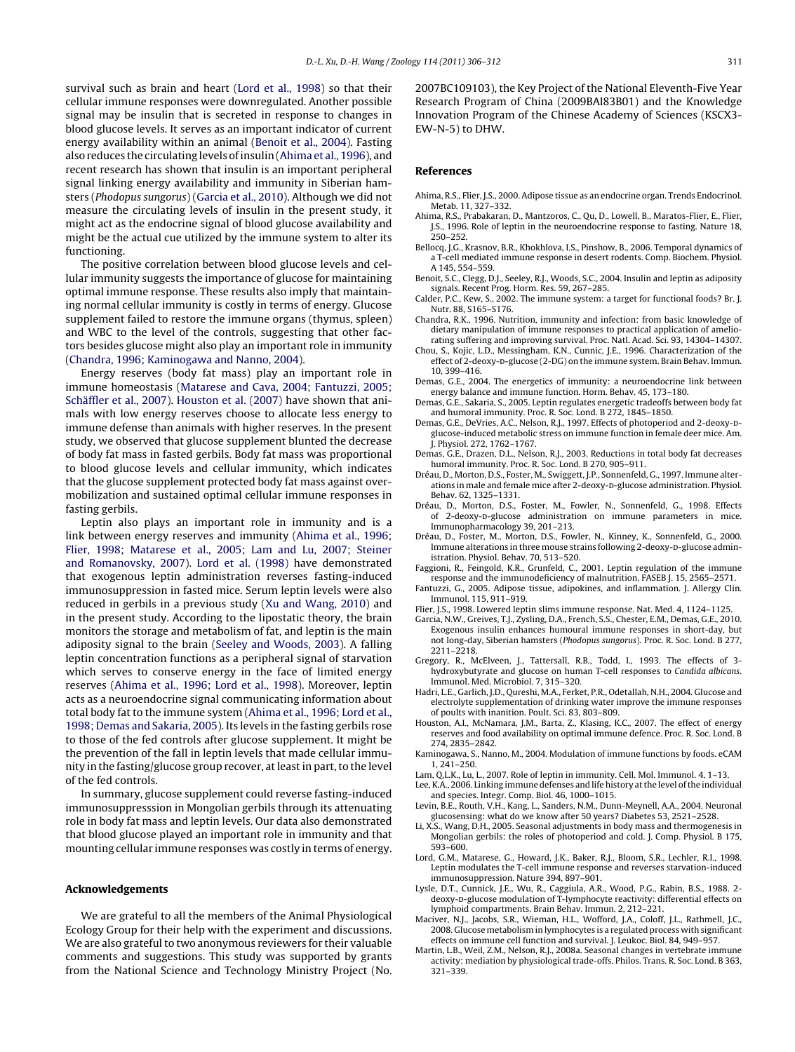survival such as brain and heart (Lord et al., 1998) so that their cellular immune responses were downregulated. Another possible signal may be insulin that is secreted in response to changes in blood glucose levels. It serves as an important indicator of current energy availability within an animal (Benoit et al., 2004). Fasting also reduces the circulating levels of insulin (Ahima et al., 1996), and recent research has shown that insulin is an important peripheral signal linking energy availability and immunity in Siberian hamsters (*Phodopus sungorus*) (Garcia et al., 2010). Although we did not measure the circulating levels of insulin in the present study, it might act as the endocrine signal of blood glucose availability and might be the actual cue utilized by the immune system to alter its functioning.

The positive correlation between blood glucose levels and cellular immunity suggests the importance of glucose for maintaining optimal immune response. These results also imply that maintaining normal cellular immunity is costly in terms of energy. Glucose supplement failed to restore the immune organs (thymus, spleen) and WBC to the level of the controls, suggesting that other factors besides glucose might also play an important role in immunity (Chandra, 1996; Kaminogawa and Nanno, 2004).

Energy reserves (body fat mass) play an important role in immune homeostasis (Matarese and Cava, 2004; Fantuzzi, 2005; Schäffler et al., 2007). Houston et al. (2007) have shown that animals with low energy reserves choose to allocate less energy to immune defense than animals with higher reserves. In the present study, we observed that glucose supplement blunted the decrease of body fat mass in fasted gerbils. Body fat mass was proportional to blood glucose levels and cellular immunity, which indicates that the glucose supplement protected body fat mass against overmobilization and sustained optimal cellular immune responses in fasting gerbils.

Leptin also plays an important role in immunity and is a link between energy reserves and immunity (Ahima et al., 1996; Flier, 1998; Matarese et al., 2005; Lam and Lu, 2007; Steiner and Romanovsky, 2007). Lord et al. (1998) have demonstrated that exogenous leptin administration reverses fasting-induced immunosuppression in fasted mice. Serum leptin levels were also reduced in gerbils in a previous study (Xu and Wang, 2010) and in the present study. According to the lipostatic theory, the brain monitors the storage and metabolism of fat, and leptin is the main adiposity signal to the brain (Seeley and Woods, 2003). A falling leptin concentration functions as a peripheral signal of starvation which serves to conserve energy in the face of limited energy reserves (Ahima et al., 1996; Lord et al., 1998). Moreover, leptin acts as a neuroendocrine signal communicating information about total body fat to the immune system (Ahima et al., 1996; Lord et al., 1998; Demas and Sakaria, 2005). Its levels in the fasting gerbils rose to those of the fed controls after glucose supplement. It might be the prevention of the fall in leptin levels that made cellular immunity in the fasting/glucose group recover, at least in part, to the level of the fed controls.

In summary, glucose supplement could reverse fasting-induced immunosuppresssion in Mongolian gerbils through its attenuating role in body fat mass and leptin levels. Our data also demonstrated that blood glucose played an important role in immunity and that mounting cellular immune responses was costly in terms of energy.

## Acknowledgements

We are grateful to all the members of the Animal Physiological Ecology Group for their help with the experiment and discussions. We are also grateful to two anonymous reviewers for their valuable comments and suggestions. This study was supported by grants from the National Science and Technology Ministry Project (No. 2007BC109103), the Key Project of the National Eleventh-Five Year Research Program of China (2009BAI83B01) and the Knowledge Innovation Program of the Chinese Academy of Sciences (KSCX3-EW-N-5) to DHW.

## References

Ahima, R.S., Flier, J.S., 2000. Adipose tissue as an endocrine organ. Trends Endocrinol. Metab. 11, 327–332.

Ahima, R.S., Prabakaran, D., Mantzoros, C., Qu, D., Lowell, B., Maratos-Flier, E., Flier, J.S., 1996. Role of leptin in the neuroendocrine response to fasting. Nature 18, 250–252.

Bellocq, J.G., Krasnov, B.R., Khokhlova, I.S., Pinshow, B., 2006. Temporal dynamics of a T-cell mediated immune response in desert rodents. Comp. Biochem. Physiol. A 145, 554–559.

Benoit, S.C., Clegg, D.J., Seeley, R.J., Woods, S.C., 2004. Insulin and leptin as adiposity signals. Recent Prog. Horm. Res. 59, 267–285.

Calder, P.C., Kew, S., 2002. The immune system: a target for functional foods? Br. J. Nutr. 88, S165–S176.

Chandra, R.K., 1996. Nutrition, immunity and infection: from basic knowledge of dietary manipulation of immune responses to practical application of ameliorating suffering and improving survival. Proc. Natl. Acad. Sci. 93, 14304–14307.

Chou, S., Kojic, L.D., Messingham, K.N., Cunnic, J.E., 1996. Characterization of the effect of 2-deoxy-D-glucose (2-DG) on the immune system. Brain Behav. Immun. 10, 399–416.

Demas, G.E., 2004. The energetics of immunity: a neuroendocrine link between energy balance and immune function. Horm. Behav. 45, 173–180.

Demas, G.E., Sakaria, S., 2005. Leptin regulates energetic tradeoffs between body fat and humoral immunity. Proc. R. Soc. Lond. B 272, 1845–1850.

Demas, G.E., DeVries, A.C., Nelson, R.J., 1997. Effects of photoperiod and 2-deoxy-D-glucose-induced metabolic stress on immune function in female deer mice. Am. J. Physiol. 272, 1762–1767.

Demas, G.E., Drazen, D.L., Nelson, R.J., 2003. Reductions in total body fat decreases humoral immunity. Proc. R. Soc. Lond. B 270, 905–911.

Dréau, D., Morton, D.S., Foster, M., Swiggett, J.P., Sonnenfeld, G., 1997. Immune alterations in male and female mice after 2-deoxy-D-glucose administration. Physiol. Behav. 62, 1325–1331.

Dréau, D., Morton, D.S., Foster, M., Fowler, N., Sonnenfeld, G., 1998. Effects of 2-deoxy-D-glucose administration on immune parameters in mice. Immunopharmacology 39, 201–213.

Dréau, D., Foster, M., Morton, D.S., Fowler, N., Kinney, K., Sonnenfeld, G., 2000. Immune alterations in three mouse strains following 2-deoxy-D-glucose administration. Physiol. Behav. 70, 513–520.

Faggioni, R., Feingold, K.R., Grunfeld, C., 2001. Leptin regulation of the immune response and the immunodeficiency of malnutrition. FASEB J. 15, 2565–2571.

Fantuzzi, G., 2005. Adipose tissue, adipokines, and inflammation. J. Allergy Clin. Immunol. 115, 911–919.

Flier, J.S., 1998. Lowered leptin slims immune response. Nat. Med. 4, 1124–1125.

Garcia, N.W., Greives, T.J., Zysling, D.A., French, S.S., Chester, E.M., Demas, G.E., 2010. Exogenous insulin enhances humoural immune responses in short-day, but not long-day, Siberian hamsters (*Phodopus sungorus*). Proc. R. Soc. Lond. B 277, 2211–2218.

Gregory, R., McElveen, J., Tattersall, R.B., Todd, I., 1993. The effects of 3-hydroxybutyrate and glucose on human T-cell responses to *Candida albicans*. Immunol. Med. Microbiol. 7, 315–320.

Hadri, L.E., Garlich, J.D., Qureshi, M.A., Ferket, P.R., Odetallah, N.H., 2004. Glucose and electrolyte supplementation of drinking water improve the immune responses of poults with inanition. Poult. Sci. 83, 803–809.

Houston, A.I., McNamara, J.M., Barta, Z., Klasing, K.C., 2007. The effect of energy reserves and food availability on optimal immune defence. Proc. R. Soc. Lond. B 274, 2835–2842.

Kaminogawa, S., Nanno, M., 2004. Modulation of immune functions by foods. eCAM 1, 241–250.

Lam, Q.L.K., Lu, L., 2007. Role of leptin in immunity. Cell. Mol. Immunol. 4, 1–13.

Lee, K.A., 2006. Linking immune defenses and life history at the level of the individual and species. Integr. Comp. Biol. 46, 1000–1015.

Levin, B.E., Routh, V.H., Kang, L., Sanders, N.M., Dunn-Meynell, A.A., 2004. Neuronal glucosensing: what do we know after 50 years? Diabetes 53, 2521–2528.

Li, X.S., Wang, D.H., 2005. Seasonal adjustments in body mass and thermogenesis in Mongolian gerbils: the roles of photoperiod and cold. J. Comp. Physiol. B 175, 593–600.

Lord, G.M., Matarese, G., Howard, J.K., Baker, R.J., Bloom, S.R., Lechler, R.I., 1998. Leptin modulates the T-cell immune response and reverses starvation-induced immunosuppression. Nature 394, 897–901.

Lysle, D.T., Cunnick, J.E., Wu, R., Caggiula, A.R., Wood, P.G., Rabin, B.S., 1988. 2-deoxy-D-glucose modulation of T-lymphocyte reactivity: differential effects on lymphoid compartments. Brain Behav. Immun. 2, 212–221.

Maciver, N.J., Jacobs, S.R., Wieman, H.L., Wofford, J.A., Coloff, J.L., Rathmell, J.C., 2008. Glucose metabolism in lymphocytes is a regulated process with significant effects on immune cell function and survival. J. Leukoc. Biol. 84, 949–957.

Martin, L.B., Weil, Z.M., Nelson, R.J., 2008a. Seasonal changes in vertebrate immune activity: mediation by physiological trade-offs. Philos. Trans. R. Soc. Lond. B 363, 321–339.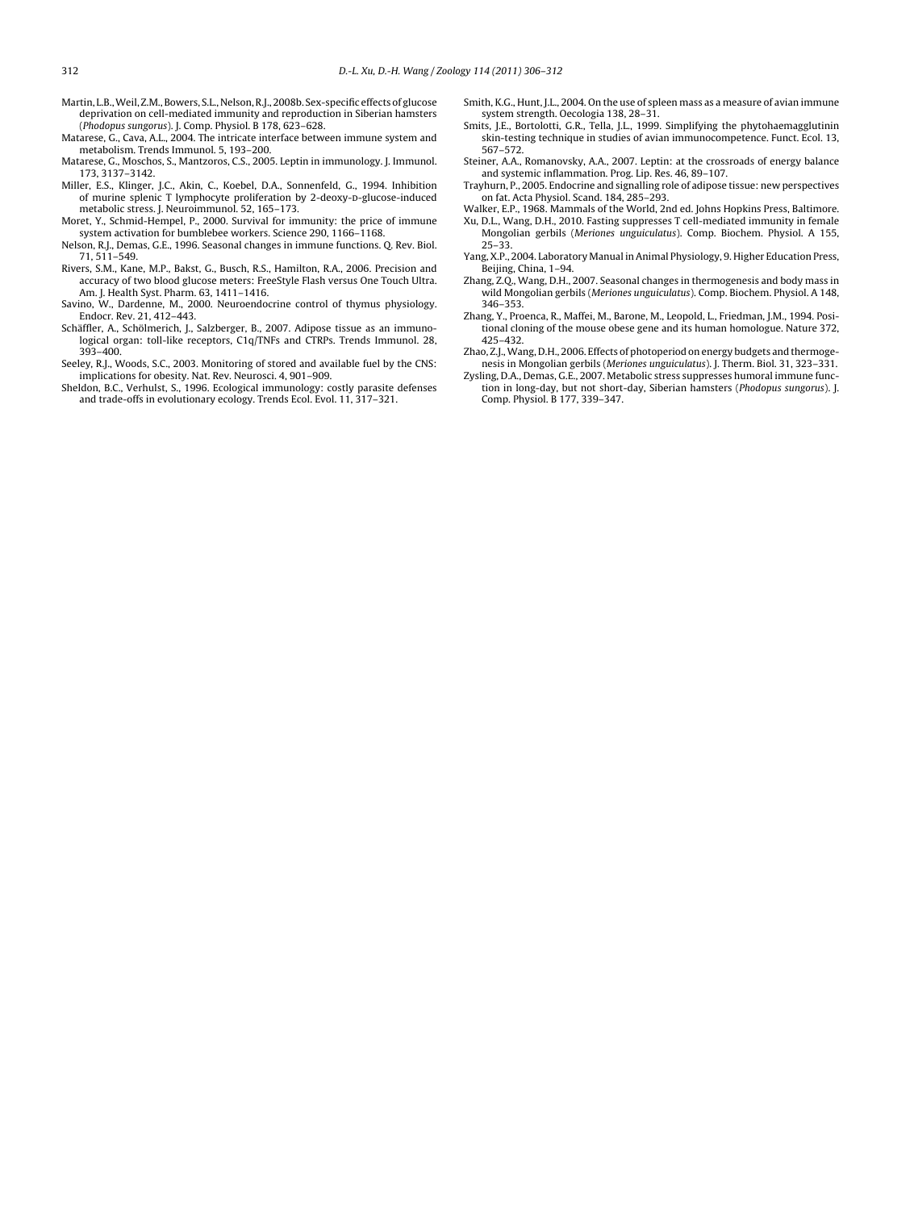Martin, L.B., Weil, Z.M., Bowers, S.L., Nelson, R.J., 2008b. Sex-specific effects of glucose deprivation on cell-mediated immunity and reproduction in Siberian hamsters (*Phodopus sungorus*). J. Comp. Physiol. B 178, 623–628.

Matarese, G., Cava, A.L., 2004. The intricate interface between immune system and metabolism. Trends Immunol. 5, 193–200.

Matarese, G., Moschos, S., Mantzoros, C.S., 2005. Leptin in immunology. J. Immunol. 173, 3137–3142.

Miller, E.S., Klinger, J.C., Akin, C., Koebel, D.A., Sonnenfeld, G., 1994. Inhibition of murine splenic T lymphocyte proliferation by 2-deoxy-D-glucose-induced metabolic stress. J. Neuroimmunol. 52, 165–173.

Moret, Y., Schmid-Hempel, P., 2000. Survival for immunity: the price of immune system activation for bumblebee workers. Science 290, 1166–1168.

Nelson, R.J., Demas, G.E., 1996. Seasonal changes in immune functions. Q. Rev. Biol. 71, 511–549.

Rivers, S.M., Kane, M.P., Bakst, G., Busch, R.S., Hamilton, R.A., 2006. Precision and accuracy of two blood glucose meters: FreeStyle Flash versus One Touch Ultra. Am. J. Health Syst. Pharm. 63, 1411–1416.

Savino, W., Dardenne, M., 2000. Neuroendocrine control of thymus physiology. Endocr. Rev. 21, 412–443.

Schäffler, A., Schölmerich, J., Salzberger, B., 2007. Adipose tissue as an immunological organ: toll-like receptors, C1q/TNFs and CTRPs. Trends Immunol. 28, 393–400.

Seeley, R.J., Woods, S.C., 2003. Monitoring of stored and available fuel by the CNS: implications for obesity. Nat. Rev. Neurosci. 4, 901–909.

Sheldon, B.C., Verhulst, S., 1996. Ecological immunology: costly parasite defenses and trade-offs in evolutionary ecology. Trends Ecol. Evol. 11, 317–321.

Smith, K.G., Hunt, J.L., 2004. On the use of spleen mass as a measure of avian immune system strength. Oecologia 138, 28–31.

Smits, J.E., Bortolotti, G.R., Tella, J.L., 1999. Simplifying the phytohaemagglutinin skin-testing technique in studies of avian immunocompetence. Funct. Ecol. 13, 567–572.

Steiner, A.A., Romanovsky, A.A., 2007. Leptin: at the crossroads of energy balance and systemic inflammation. Prog. Lip. Res. 46, 89–107.

Trayhurn, P., 2005. Endocrine and signalling role of adipose tissue: new perspectives on fat. Acta Physiol. Scand. 184, 285–293.

Walker, E.P., 1968. Mammals of the World, 2nd ed. Johns Hopkins Press, Baltimore.

Xu, D.L., Wang, D.H., 2010. Fasting suppresses T cell-mediated immunity in female Mongolian gerbils (*Meriones unguiculatus*). Comp. Biochem. Physiol. A 155, 25–33.

Yang, X.P., 2004. Laboratory Manual in Animal Physiology, 9. Higher Education Press, Beijing, China, 1–94.

Zhang, Z.Q., Wang, D.H., 2007. Seasonal changes in thermogenesis and body mass in wild Mongolian gerbils (*Meriones unguiculatus*). Comp. Biochem. Physiol. A 148, 346–353.

Zhang, Y., Proenca, R., Maffei, M., Barone, M., Leopold, L., Friedman, J.M., 1994. Positional cloning of the mouse obese gene and its human homologue. Nature 372, 425–432.

Zhao, Z.J., Wang, D.H., 2006. Effects of photoperiod on energy budgets and thermogenesis in Mongolian gerbils (*Meriones unguiculatus*). J. Therm. Biol. 31, 323–331.

Zysling, D.A., Demas, G.E., 2007. Metabolic stress suppresses humoral immune function in long-day, but not short-day, Siberian hamsters (*Phodopus sungorus*). J. Comp. Physiol. B 177, 339–347.